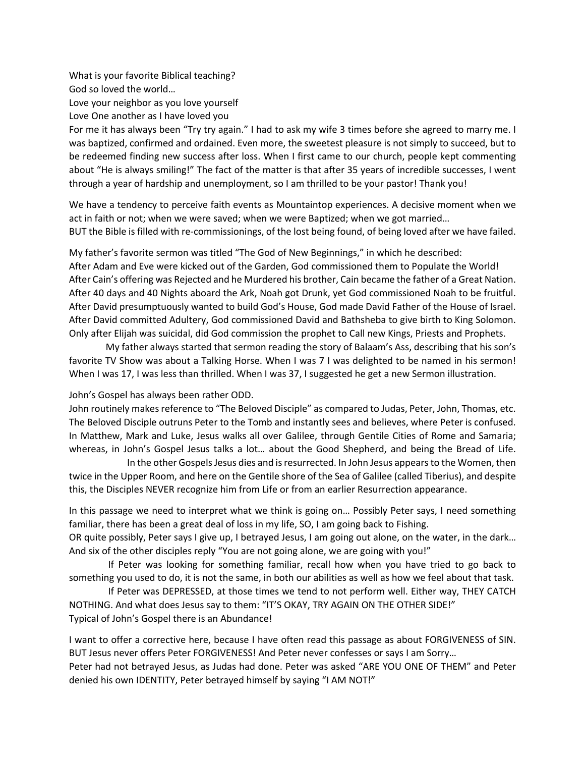What is your favorite Biblical teaching?
God so loved the world…
Love your neighbor as you love yourself
Love One another as I have loved you
For me it has always been "Try try again." I had to ask my wife 3 times before she agreed to marry me. I was baptized, confirmed and ordained. Even more, the sweetest pleasure is not simply to succeed, but to be redeemed finding new success after loss. When I first came to our church, people kept commenting about "He is always smiling!" The fact of the matter is that after 35 years of incredible successes, I went through a year of hardship and unemployment, so I am thrilled to be your pastor! Thank you!

We have a tendency to perceive faith events as Mountaintop experiences. A decisive moment when we act in faith or not; when we were saved; when we were Baptized; when we got married…
BUT the Bible is filled with re-commissionings, of the lost being found, of being loved after we have failed.

My father's favorite sermon was titled "The God of New Beginnings," in which he described:
After Adam and Eve were kicked out of the Garden, God commissioned them to Populate the World!
After Cain's offering was Rejected and he Murdered his brother, Cain became the father of a Great Nation.
After 40 days and 40 Nights aboard the Ark, Noah got Drunk, yet God commissioned Noah to be fruitful.
After David presumptuously wanted to build God's House, God made David Father of the House of Israel.
After David committed Adultery, God commissioned David and Bathsheba to give birth to King Solomon.
Only after Elijah was suicidal, did God commission the prophet to Call new Kings, Priests and Prophets.

My father always started that sermon reading the story of Balaam's Ass, describing that his son's favorite TV Show was about a Talking Horse. When I was 7 I was delighted to be named in his sermon! When I was 17, I was less than thrilled. When I was 37, I suggested he get a new Sermon illustration.

John's Gospel has always been rather ODD.
John routinely makes reference to "The Beloved Disciple" as compared to Judas, Peter, John, Thomas, etc.
The Beloved Disciple outruns Peter to the Tomb and instantly sees and believes, where Peter is confused.
In Matthew, Mark and Luke, Jesus walks all over Galilee, through Gentile Cities of Rome and Samaria; whereas, in John's Gospel Jesus talks a lot… about the Good Shepherd, and being the Bread of Life.

In the other Gospels Jesus dies and is resurrected. In John Jesus appears to the Women, then twice in the Upper Room, and here on the Gentile shore of the Sea of Galilee (called Tiberius), and despite this, the Disciples NEVER recognize him from Life or from an earlier Resurrection appearance.

In this passage we need to interpret what we think is going on… Possibly Peter says, I need something familiar, there has been a great deal of loss in my life, SO, I am going back to Fishing.
OR quite possibly, Peter says I give up, I betrayed Jesus, I am going out alone, on the water, in the dark… And six of the other disciples reply "You are not going alone, we are going with you!"

If Peter was looking for something familiar, recall how when you have tried to go back to something you used to do, it is not the same, in both our abilities as well as how we feel about that task.

If Peter was DEPRESSED, at those times we tend to not perform well. Either way, THEY CATCH NOTHING. And what does Jesus say to them: "IT'S OKAY, TRY AGAIN ON THE OTHER SIDE!"
Typical of John's Gospel there is an Abundance!

I want to offer a corrective here, because I have often read this passage as about FORGIVENESS of SIN. BUT Jesus never offers Peter FORGIVENESS! And Peter never confesses or says I am Sorry…
Peter had not betrayed Jesus, as Judas had done. Peter was asked "ARE YOU ONE OF THEM" and Peter denied his own IDENTITY, Peter betrayed himself by saying "I AM NOT!"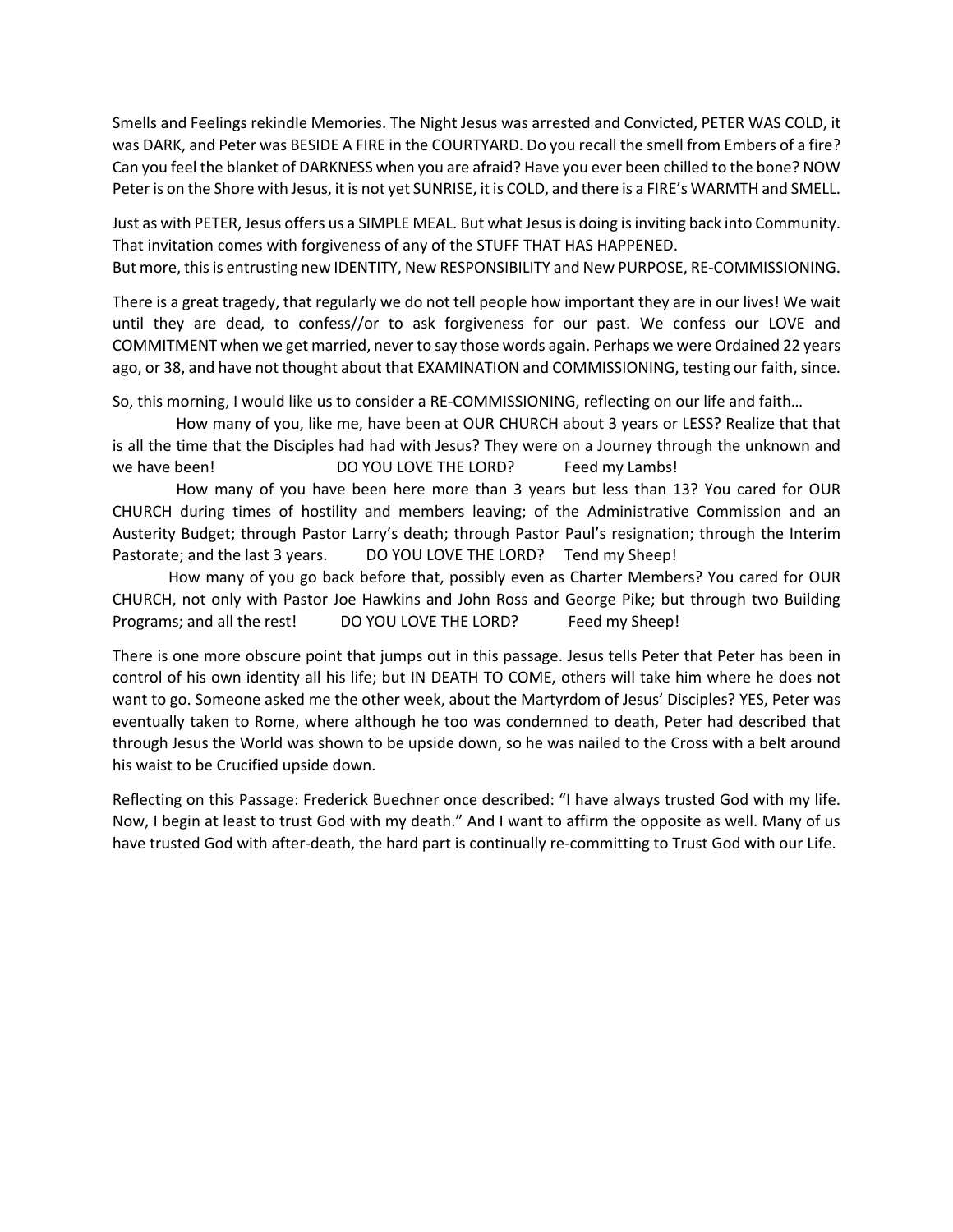Smells and Feelings rekindle Memories. The Night Jesus was arrested and Convicted, PETER WAS COLD, it was DARK, and Peter was BESIDE A FIRE in the COURTYARD. Do you recall the smell from Embers of a fire? Can you feel the blanket of DARKNESS when you are afraid? Have you ever been chilled to the bone? NOW Peter is on the Shore with Jesus, it is not yet SUNRISE, it is COLD, and there is a FIRE's WARMTH and SMELL.

Just as with PETER, Jesus offers us a SIMPLE MEAL. But what Jesus is doing is inviting back into Community. That invitation comes with forgiveness of any of the STUFF THAT HAS HAPPENED.
But more, this is entrusting new IDENTITY, New RESPONSIBILITY and New PURPOSE, RE-COMMISSIONING.

There is a great tragedy, that regularly we do not tell people how important they are in our lives! We wait until they are dead, to confess//or to ask forgiveness for our past. We confess our LOVE and COMMITMENT when we get married, never to say those words again. Perhaps we were Ordained 22 years ago, or 38, and have not thought about that EXAMINATION and COMMISSIONING, testing our faith, since.

So, this morning, I would like us to consider a RE-COMMISSIONING, reflecting on our life and faith…

How many of you, like me, have been at OUR CHURCH about 3 years or LESS? Realize that that is all the time that the Disciples had had with Jesus? They were on a Journey through the unknown and we have been! DO YOU LOVE THE LORD? Feed my Lambs!

How many of you have been here more than 3 years but less than 13? You cared for OUR CHURCH during times of hostility and members leaving; of the Administrative Commission and an Austerity Budget; through Pastor Larry's death; through Pastor Paul's resignation; through the Interim Pastorate; and the last 3 years. DO YOU LOVE THE LORD? Tend my Sheep!

How many of you go back before that, possibly even as Charter Members? You cared for OUR CHURCH, not only with Pastor Joe Hawkins and John Ross and George Pike; but through two Building Programs; and all the rest! DO YOU LOVE THE LORD? Feed my Sheep!

There is one more obscure point that jumps out in this passage. Jesus tells Peter that Peter has been in control of his own identity all his life; but IN DEATH TO COME, others will take him where he does not want to go. Someone asked me the other week, about the Martyrdom of Jesus' Disciples? YES, Peter was eventually taken to Rome, where although he too was condemned to death, Peter had described that through Jesus the World was shown to be upside down, so he was nailed to the Cross with a belt around his waist to be Crucified upside down.

Reflecting on this Passage: Frederick Buechner once described: "I have always trusted God with my life. Now, I begin at least to trust God with my death." And I want to affirm the opposite as well. Many of us have trusted God with after-death, the hard part is continually re-committing to Trust God with our Life.